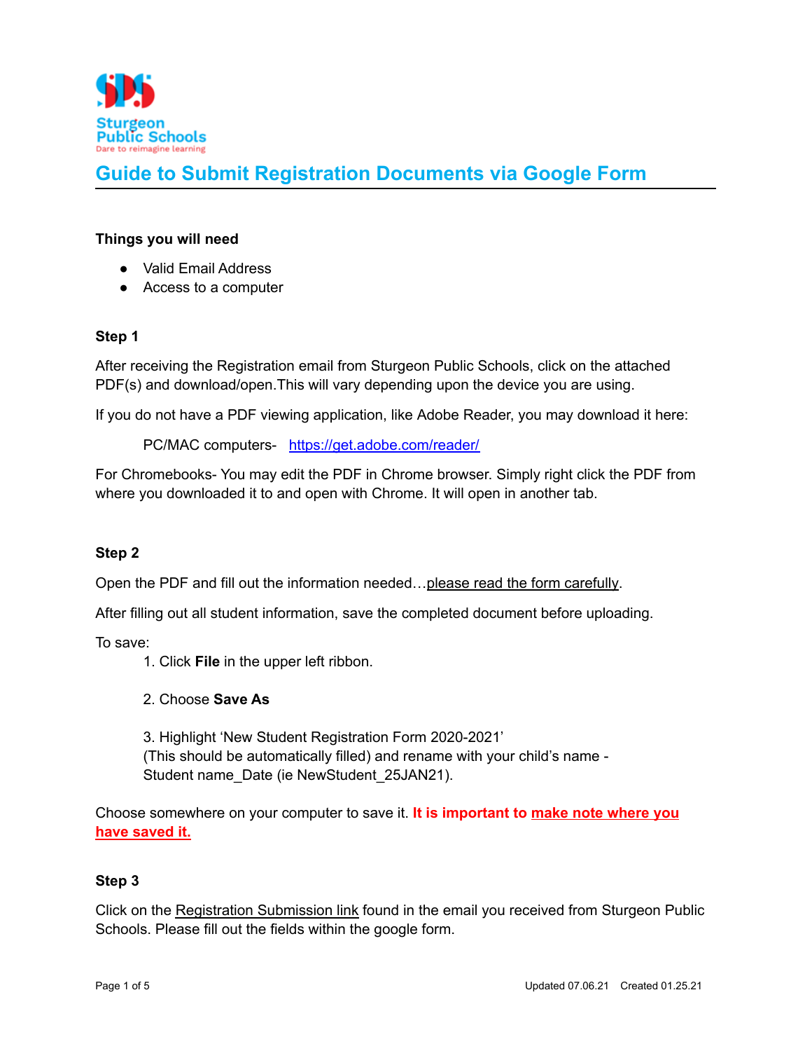Sturgeon Public Schools
Dare to reimagine learning

# Guide to Submit Registration Documents via Google Form

**Things you will need**

- Valid Email Address
- Access to a computer

**Step 1**

After receiving the Registration email from Sturgeon Public Schools, click on the attached PDF(s) and download/open.This will vary depending upon the device you are using.

If you do not have a PDF viewing application, like Adobe Reader, you may download it here:

PC/MAC computers- [https://get.adobe.com/reader/](https://get.adobe.com/reader/)

For Chromebooks- You may edit the PDF in Chrome browser. Simply right click the PDF from where you downloaded it to and open with Chrome. It will open in another tab.

**Step 2**

Open the PDF and fill out the information needed…please read the form carefully.

After filling out all student information, save the completed document before uploading.

To save:

1. Click **File** in the upper left ribbon.
2. Choose **Save As**
3. Highlight 'New Student Registration Form 2020-2021' (This should be automatically filled) and rename with your child's name - Student name_Date (ie NewStudent_25JAN21).

Choose somewhere on your computer to save it. **It is important to make note where you have saved it.**

**Step 3**

Click on the Registration Submission link found in the email you received from Sturgeon Public Schools. Please fill out the fields within the google form.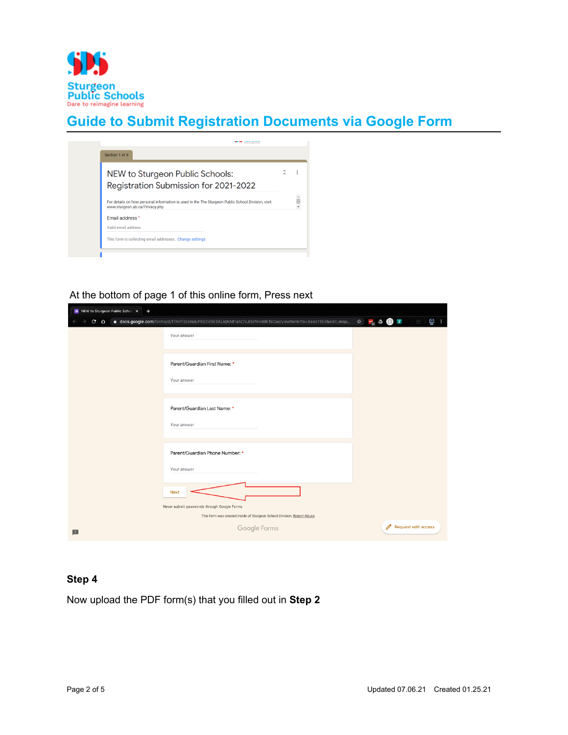Sturgeon Public Schools
Dare to reimagine learning

# Guide to Submit Registration Documents via Google Form

At the bottom of page 1 of this online form, Press next

### Step 4

Now upload the PDF form(s) that you filled out in **Step 2**

Updated 07.06.21 Created 01.25.21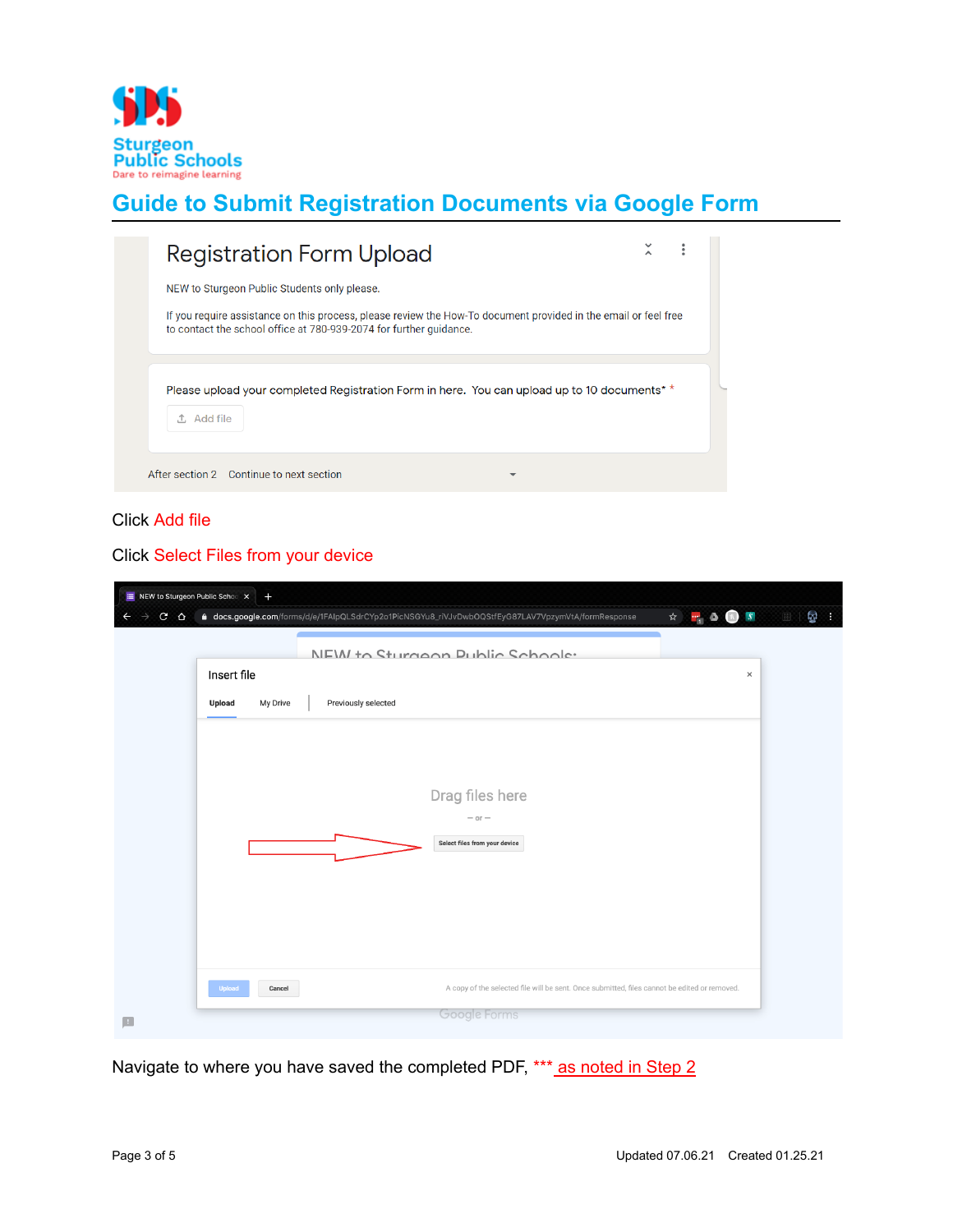# Guide to Submit Registration Documents via Google Form

Registration Form Upload

NEW to Sturgeon Public Students only please.

If you require assistance on this process, please review the How-To document provided in the email or feel free to contact the school office at 780-939-2074 for further guidance.

Please upload your completed Registration Form in here. You can upload up to 10 documents* *

Add file

After section 2 Continue to next section

Click Add file

Click Select Files from your device

Insert file

Upload My Drive Previously selected

Drag files here

— or —

Select files from your device

Upload Cancel

A copy of the selected file will be sent. Once submitted, files cannot be edited or removed.

Navigate to where you have saved the completed PDF, *** as noted in Step 2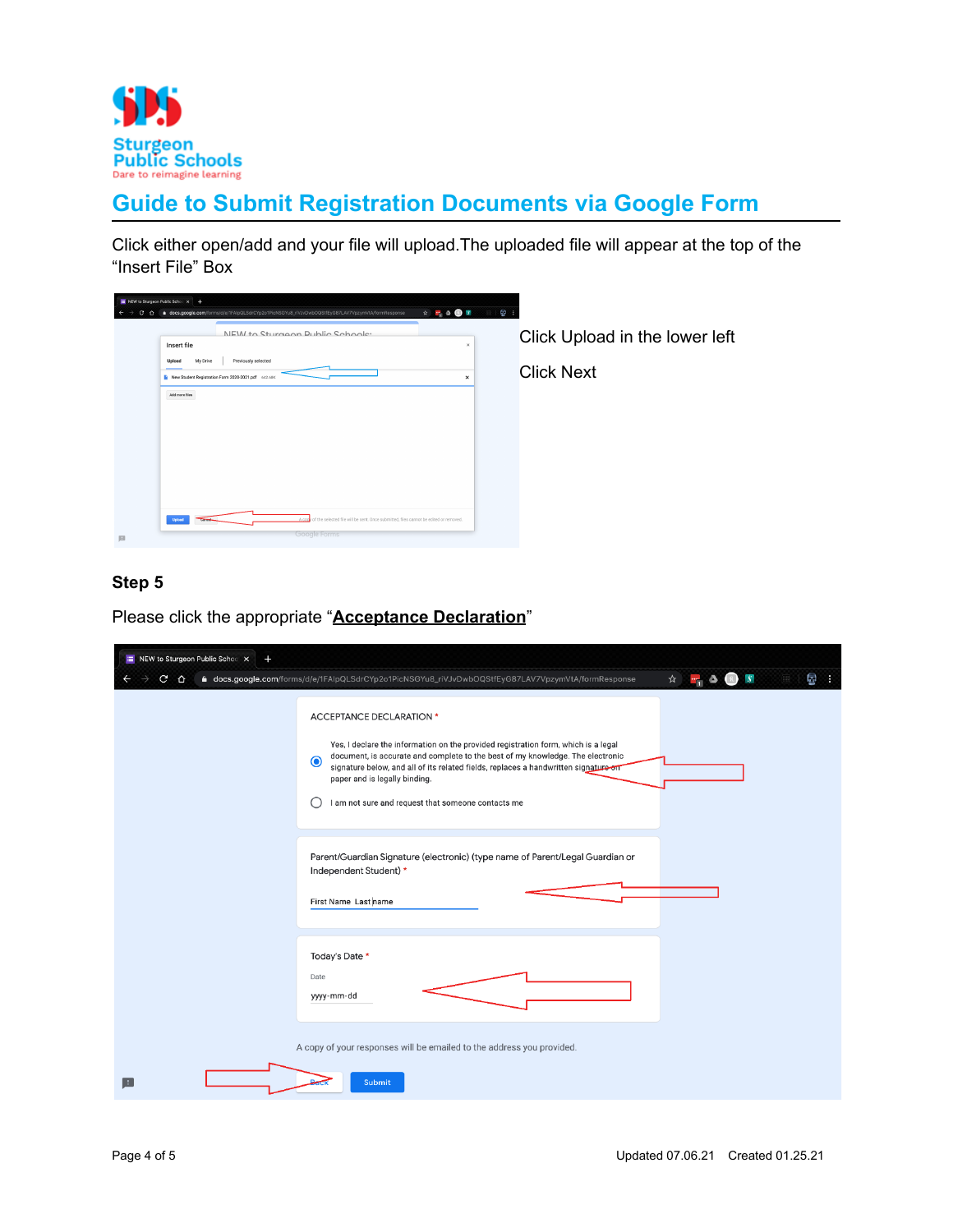# Guide to Submit Registration Documents via Google Form

Click either open/add and your file will upload.The uploaded file will appear at the top of the "Insert File" Box

Click Upload in the lower left

Click Next

### Step 5

Please click the appropriate "**Acceptance Declaration**"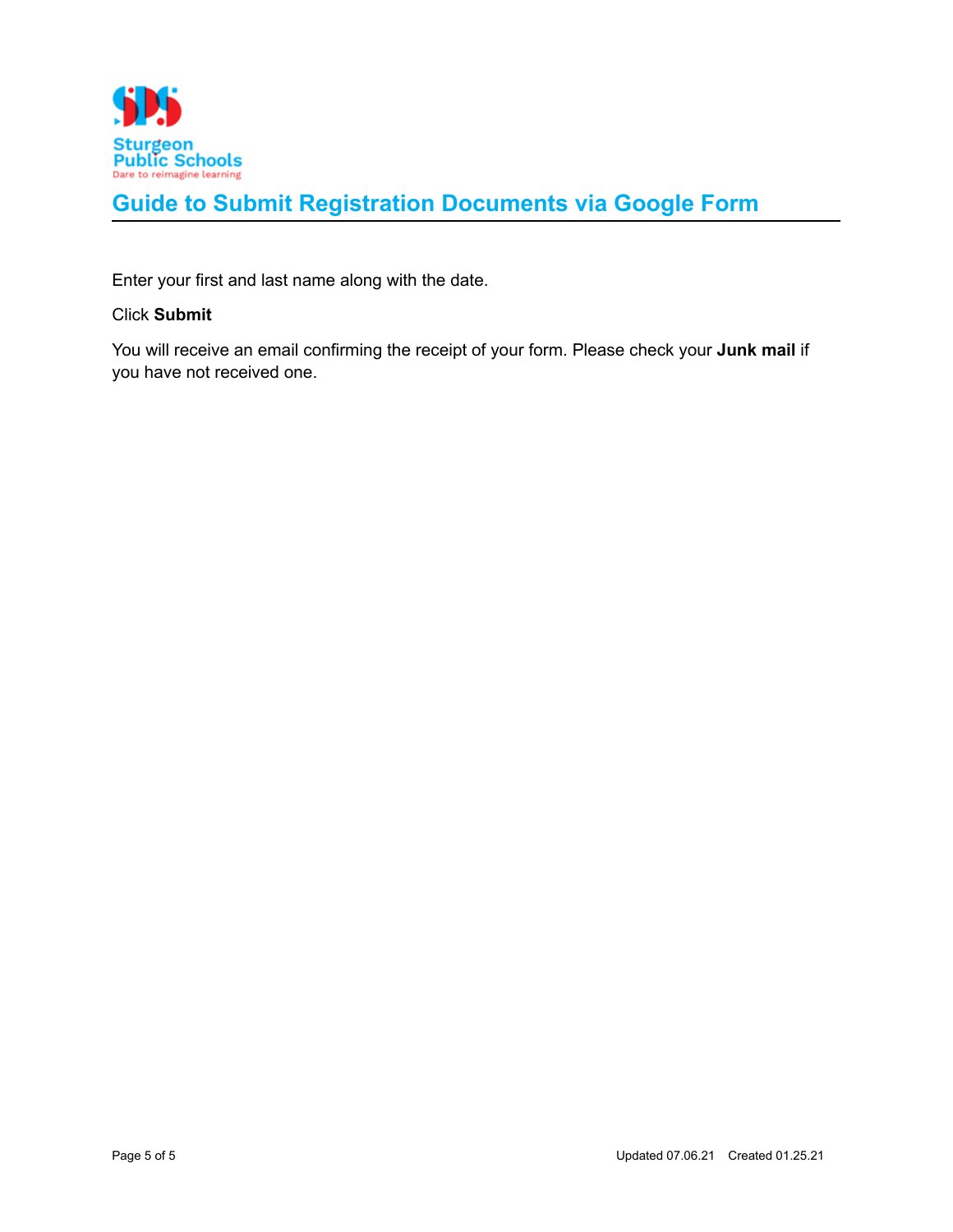Sturgeon Public Schools
Dare to reimagine learning

# Guide to Submit Registration Documents via Google Form

Enter your first and last name along with the date.

Click **Submit**

You will receive an email confirming the receipt of your form. Please check your **Junk mail** if you have not received one.